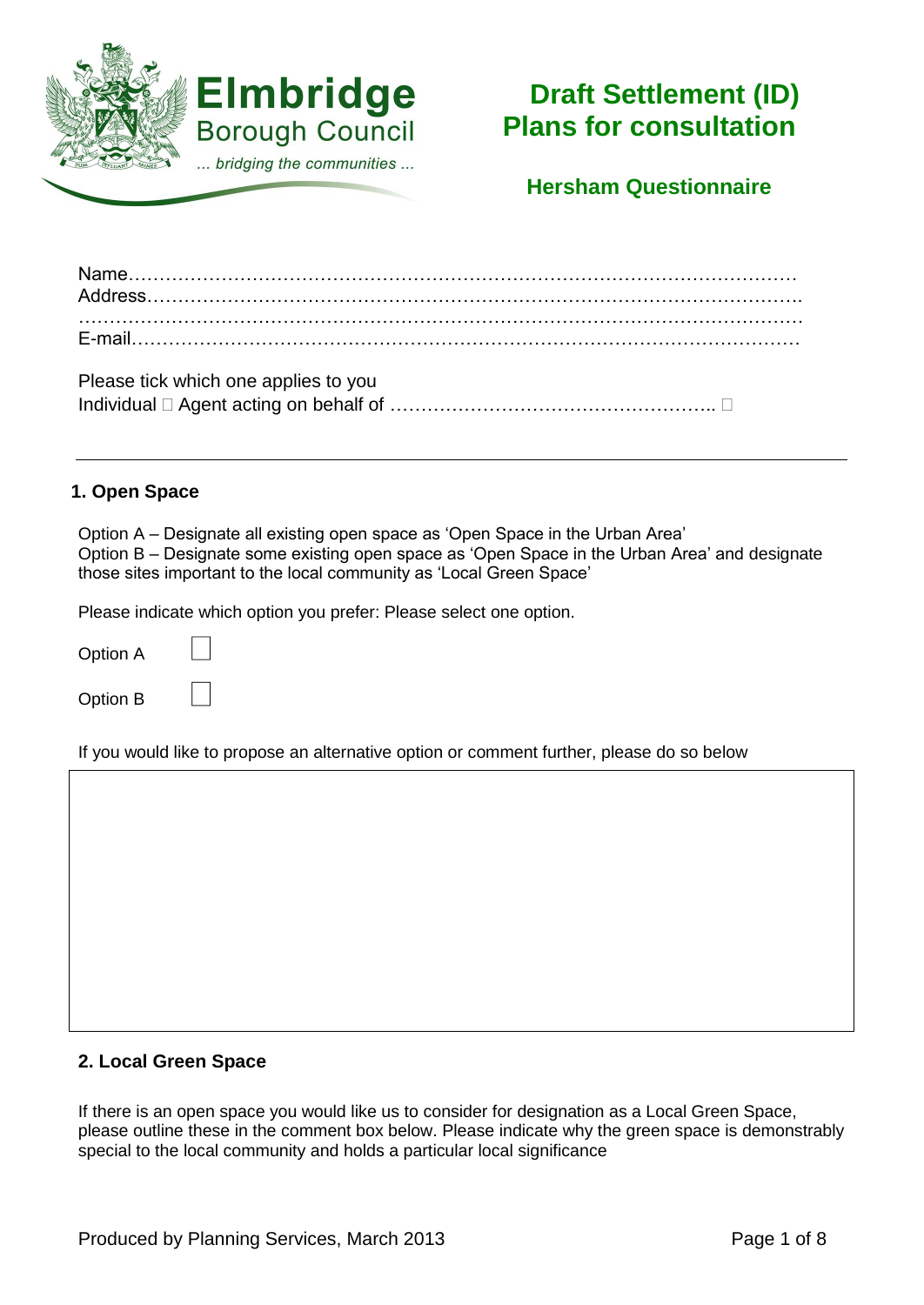Elmbridge Borough Council

*... bridging the communities ...*

# Draft Settlement (ID) Plans for consultation

## Hersham Questionnaire

Name…………………………………………………………………………………………………
Address……………………………………………………………………………………………….
……………………………………………………………………………………………………………
E-mail…………………………………………………………………………………………………

Please tick which one applies to you
Individual ☐ Agent acting on behalf of …………………………………………….. ☐

---

### 1. Open Space

Option A – Designate all existing open space as 'Open Space in the Urban Area'
Option B – Designate some existing open space as 'Open Space in the Urban Area' and designate those sites important to the local community as 'Local Green Space'

Please indicate which option you prefer: Please select one option.

Option A ☐

Option B ☐

If you would like to propose an alternative option or comment further, please do so below

### 2. Local Green Space

If there is an open space you would like us to consider for designation as a Local Green Space, please outline these in the comment box below. Please indicate why the green space is demonstrably special to the local community and holds a particular local significance

Produced by Planning Services, March 2013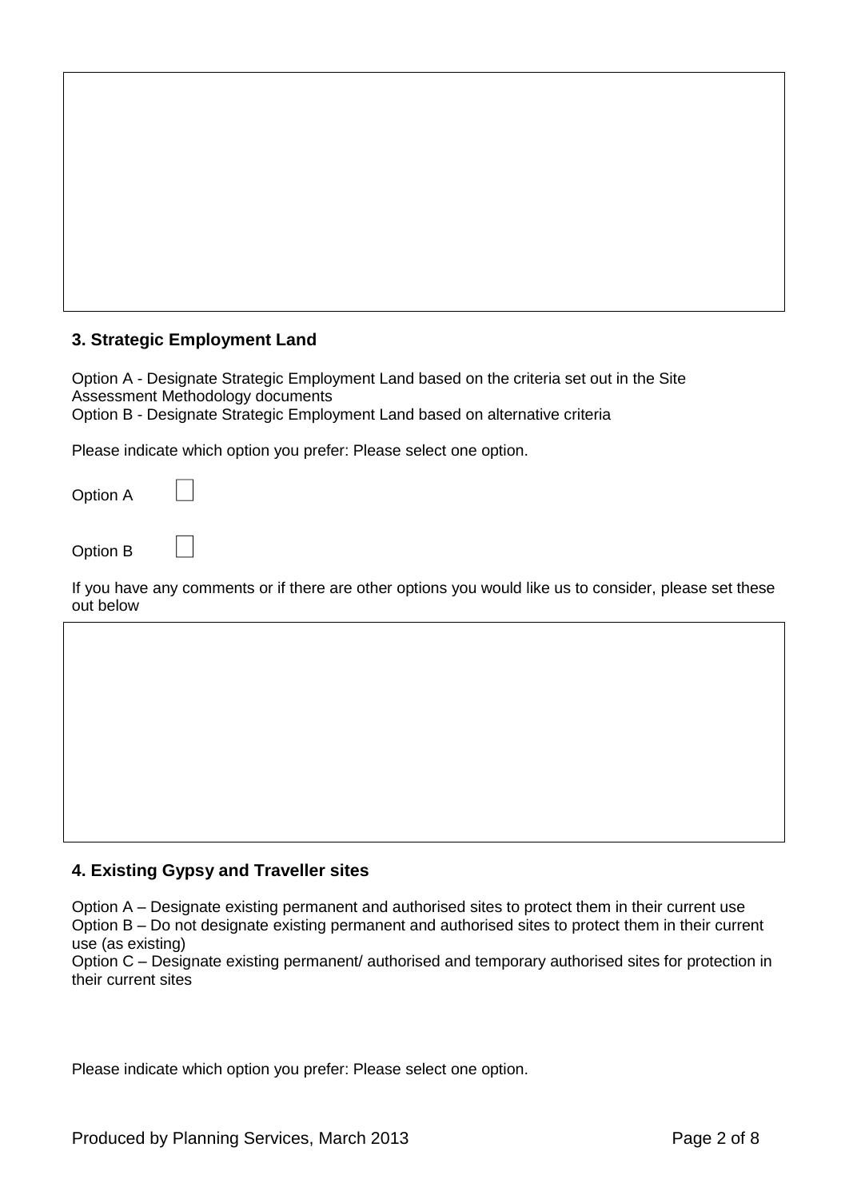### 3. Strategic Employment Land

Option A - Designate Strategic Employment Land based on the criteria set out in the Site Assessment Methodology documents
Option B - Designate Strategic Employment Land based on alternative criteria

Please indicate which option you prefer: Please select one option.

Option A ☐

Option B ☐

If you have any comments or if there are other options you would like us to consider, please set these out below

### 4. Existing Gypsy and Traveller sites

Option A – Designate existing permanent and authorised sites to protect them in their current use
Option B – Do not designate existing permanent and authorised sites to protect them in their current use (as existing)
Option C – Designate existing permanent/ authorised and temporary authorised sites for protection in their current sites

Please indicate which option you prefer: Please select one option.

Produced by Planning Services, March 2013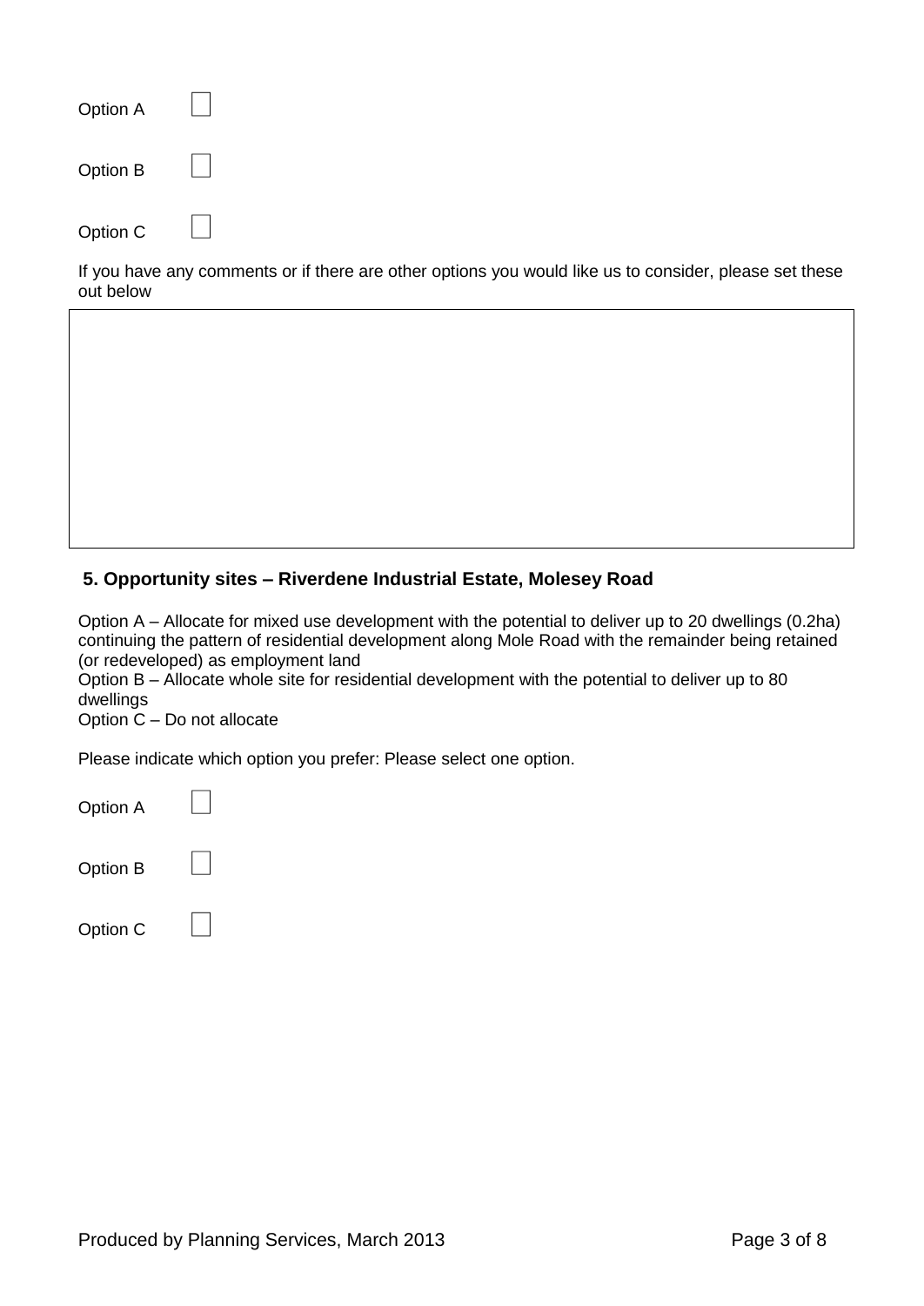Option A ☐

Option B ☐

Option C ☐

If you have any comments or if there are other options you would like us to consider, please set these out below

|   |
|---|
|   |

### 5. Opportunity sites – Riverdene Industrial Estate, Molesey Road

Option A – Allocate for mixed use development with the potential to deliver up to 20 dwellings (0.2ha) continuing the pattern of residential development along Mole Road with the remainder being retained (or redeveloped) as employment land
Option B – Allocate whole site for residential development with the potential to deliver up to 80 dwellings
Option C – Do not allocate

Please indicate which option you prefer: Please select one option.

Option A ☐

Option B ☐

Option C ☐

Produced by Planning Services, March 2013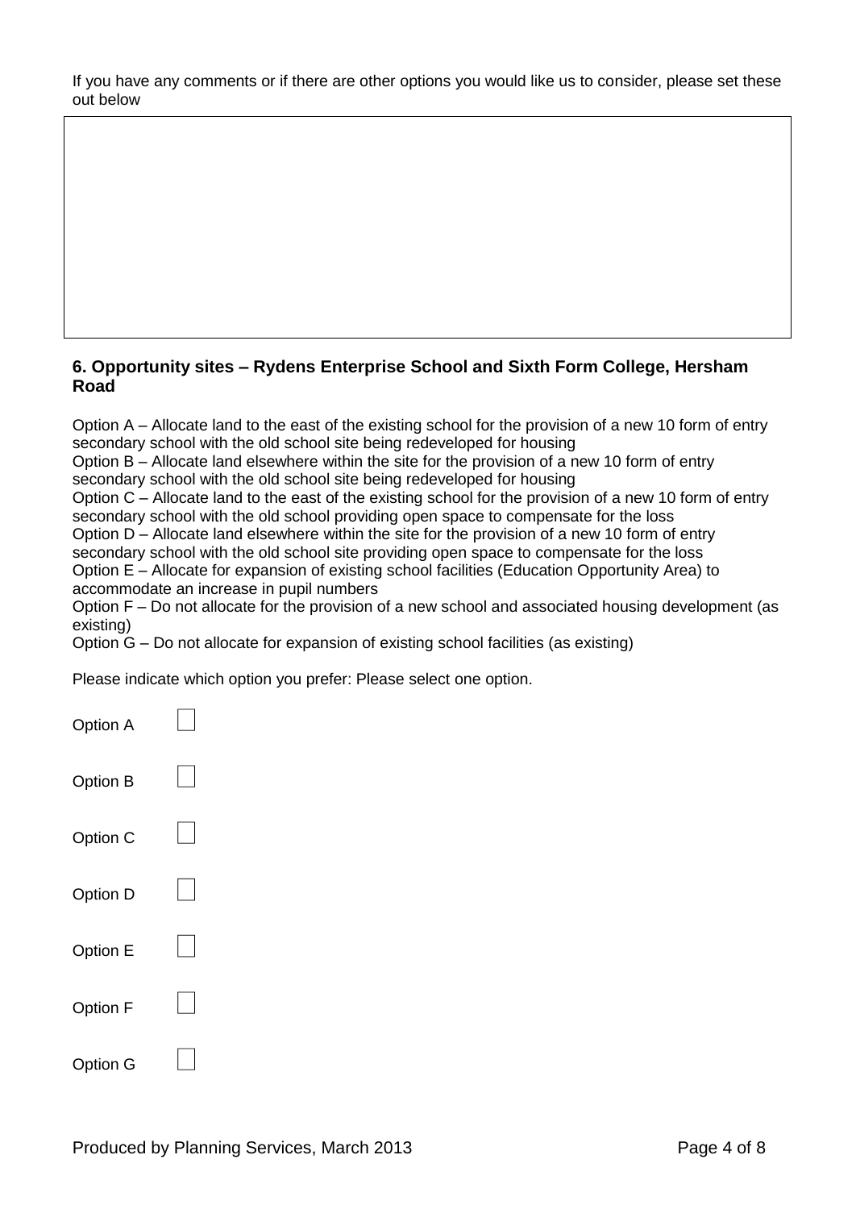If you have any comments or if there are other options you would like us to consider, please set these out below

### 6. Opportunity sites – Rydens Enterprise School and Sixth Form College, Hersham Road

Option A – Allocate land to the east of the existing school for the provision of a new 10 form of entry secondary school with the old school site being redeveloped for housing
Option B – Allocate land elsewhere within the site for the provision of a new 10 form of entry secondary school with the old school site being redeveloped for housing
Option C – Allocate land to the east of the existing school for the provision of a new 10 form of entry secondary school with the old school providing open space to compensate for the loss
Option D – Allocate land elsewhere within the site for the provision of a new 10 form of entry secondary school with the old school site providing open space to compensate for the loss
Option E – Allocate for expansion of existing school facilities (Education Opportunity Area) to accommodate an increase in pupil numbers
Option F – Do not allocate for the provision of a new school and associated housing development (as existing)
Option G – Do not allocate for expansion of existing school facilities (as existing)

Please indicate which option you prefer: Please select one option.

- Option A ☐
- Option B ☐
- Option C ☐
- Option D ☐
- Option E ☐
- Option F ☐
- Option G ☐

Produced by Planning Services, March 2013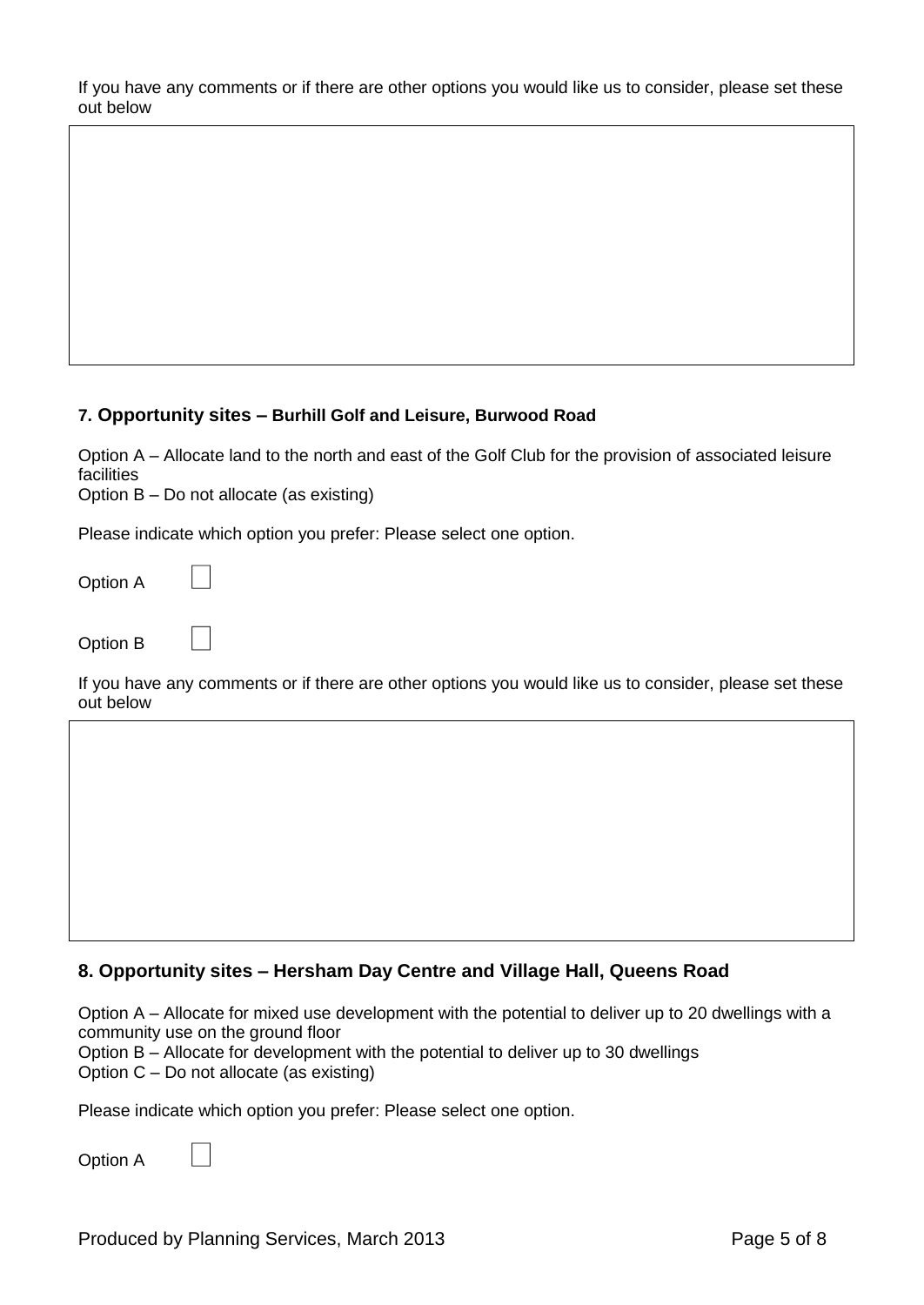If you have any comments or if there are other options you would like us to consider, please set these out below

### 7. Opportunity sites – Burhill Golf and Leisure, Burwood Road

Option A – Allocate land to the north and east of the Golf Club for the provision of associated leisure facilities
Option B – Do not allocate (as existing)

Please indicate which option you prefer: Please select one option.

Option A ☐

Option B ☐

If you have any comments or if there are other options you would like us to consider, please set these out below

### 8. Opportunity sites – Hersham Day Centre and Village Hall, Queens Road

Option A – Allocate for mixed use development with the potential to deliver up to 20 dwellings with a community use on the ground floor
Option B – Allocate for development with the potential to deliver up to 30 dwellings
Option C – Do not allocate (as existing)

Please indicate which option you prefer: Please select one option.

Option A ☐

Produced by Planning Services, March 2013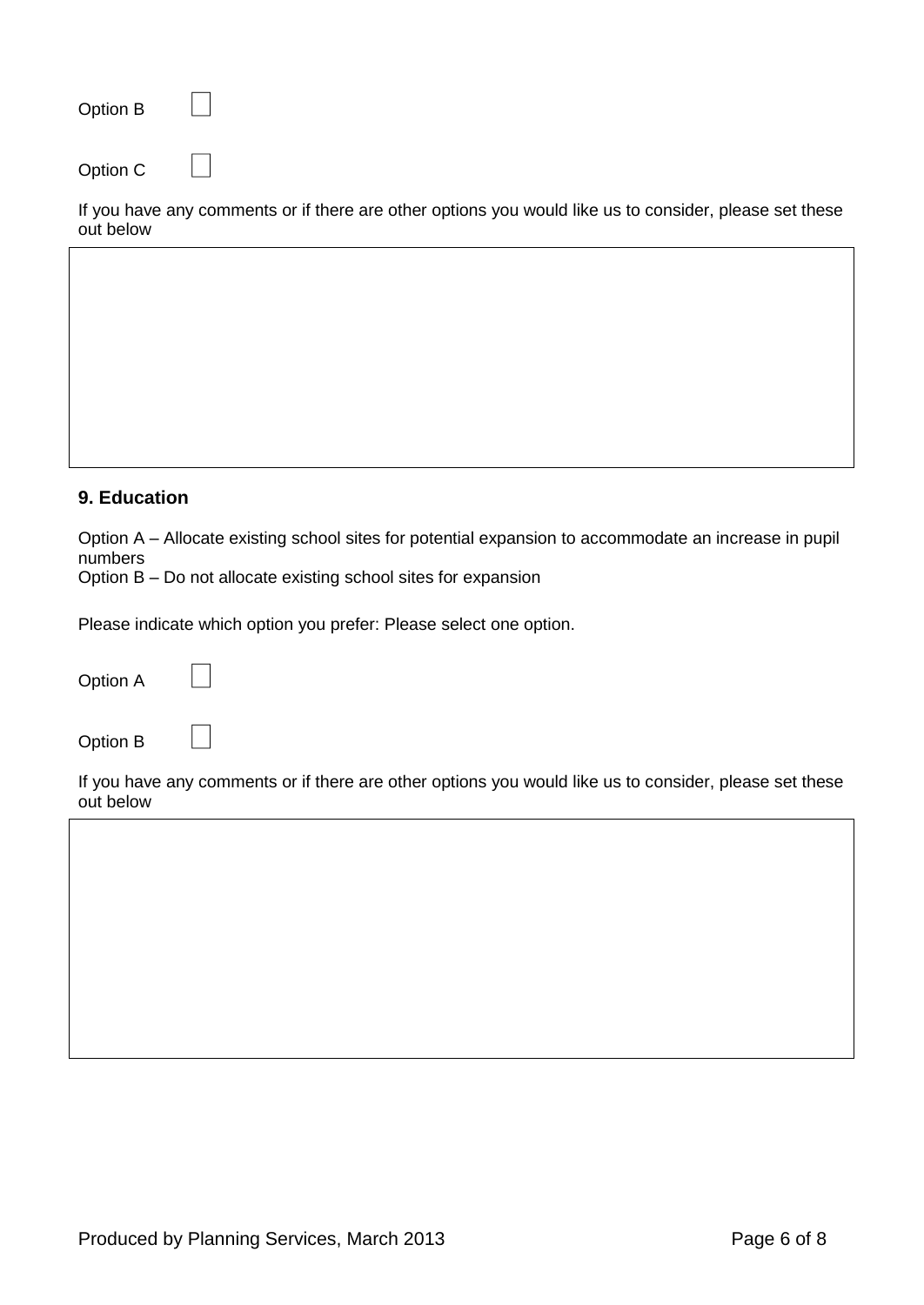Option B ☐

Option C ☐

If you have any comments or if there are other options you would like us to consider, please set these out below

## 9. Education

Option A – Allocate existing school sites for potential expansion to accommodate an increase in pupil numbers
Option B – Do not allocate existing school sites for expansion

Please indicate which option you prefer: Please select one option.

Option A ☐

Option B ☐

If you have any comments or if there are other options you would like us to consider, please set these out below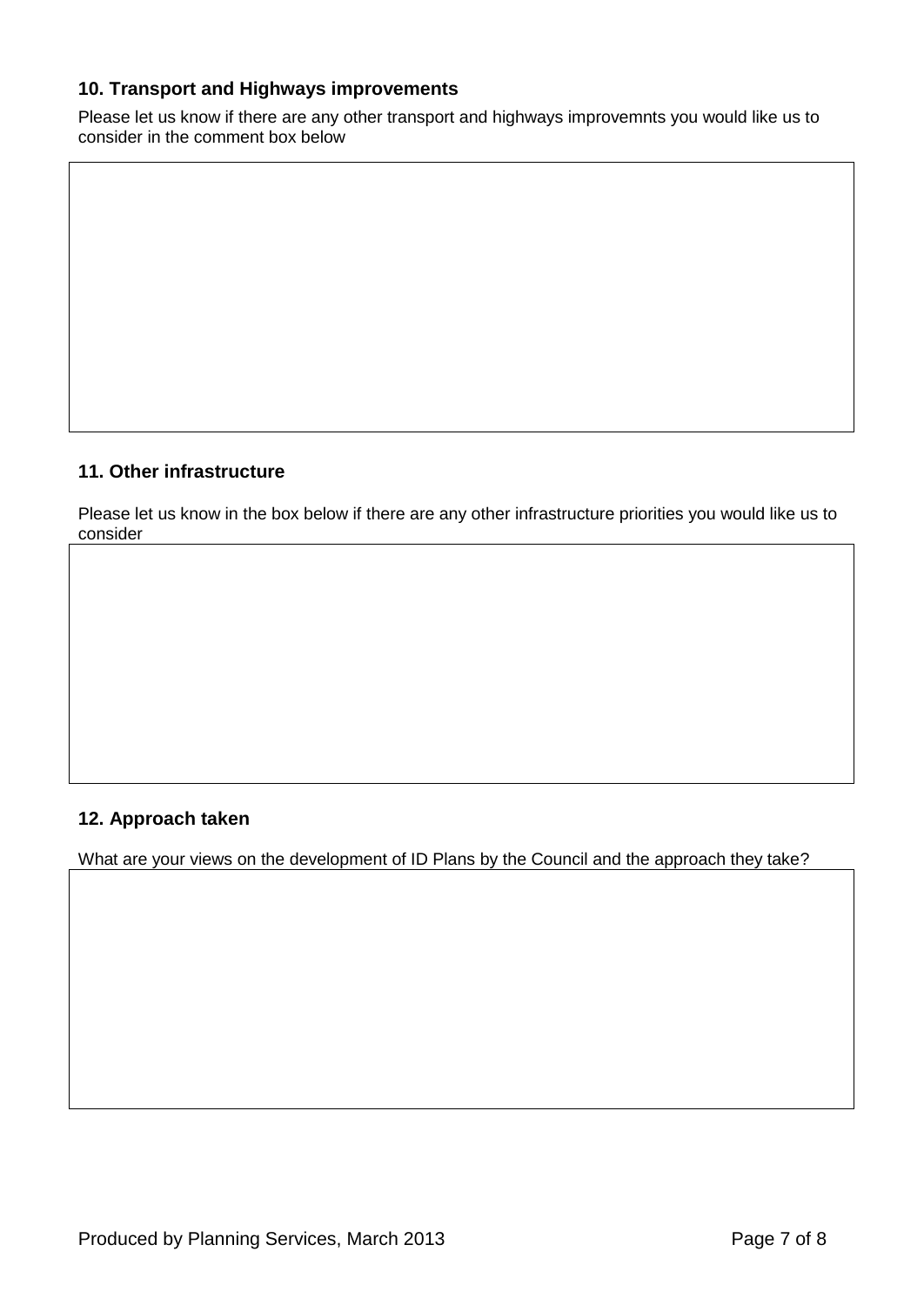### 10. Transport and Highways improvements

Please let us know if there are any other transport and highways improvemnts you would like us to consider in the comment box below

### 11. Other infrastructure

Please let us know in the box below if there are any other infrastructure priorities you would like us to consider

### 12. Approach taken

What are your views on the development of ID Plans by the Council and the approach they take?

Produced by Planning Services, March 2013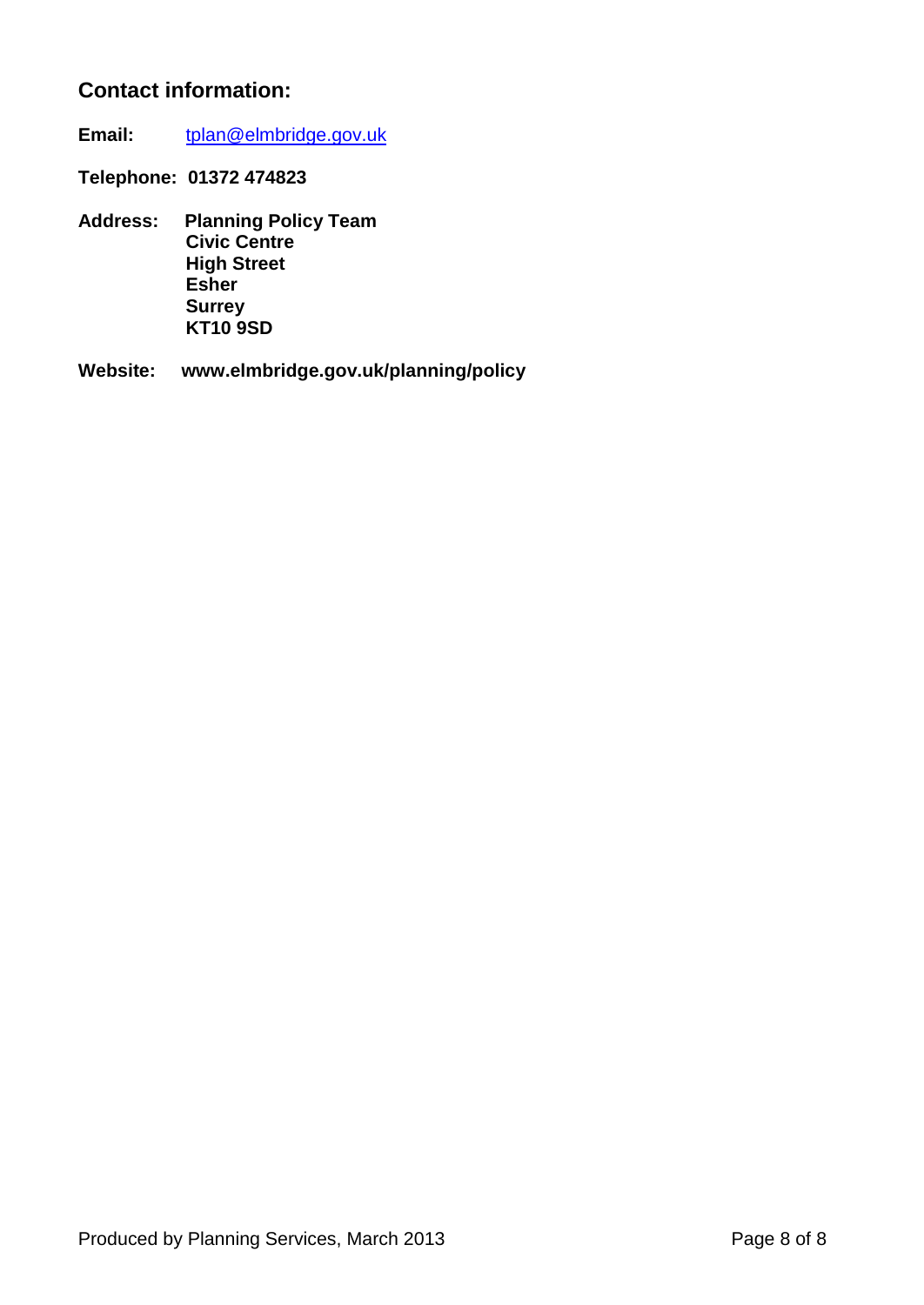## Contact information:

**Email:** tplan@elmbridge.gov.uk

**Telephone:** **01372 474823**

**Address:** **Planning Policy Team**
**Civic Centre**
**High Street**
**Esher**
**Surrey**
**KT10 9SD**

**Website:** **www.elmbridge.gov.uk/planning/policy**

Produced by Planning Services, March 2013